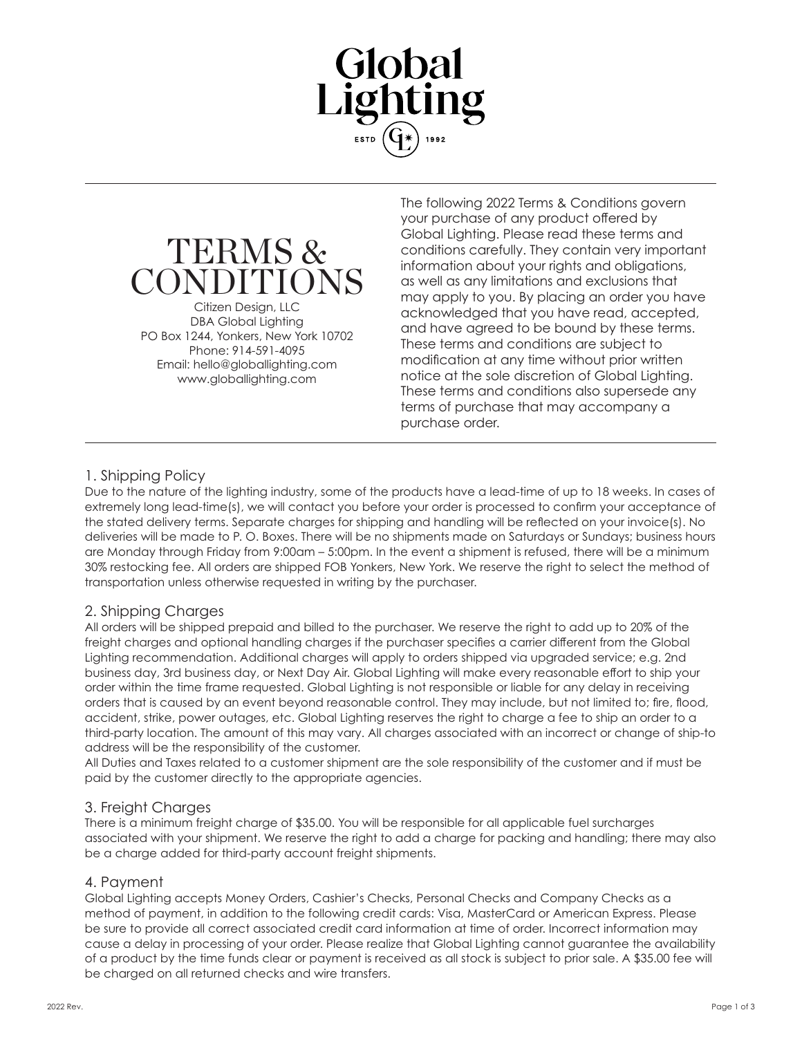# Global Lighting

ESTD 1992

# TERMS & CONDITIONS

Citizen Design, LLC
DBA Global Lighting
PO Box 1244, Yonkers, New York 10702
Phone: 914-591-4095
Email: hello@globallighting.com
www.globallighting.com

The following 2022 Terms & Conditions govern your purchase of any product offered by Global Lighting. Please read these terms and conditions carefully. They contain very important information about your rights and obligations, as well as any limitations and exclusions that may apply to you. By placing an order you have acknowledged that you have read, accepted, and have agreed to be bound by these terms. These terms and conditions are subject to modification at any time without prior written notice at the sole discretion of Global Lighting. These terms and conditions also supersede any terms of purchase that may accompany a purchase order.

## 1. Shipping Policy

Due to the nature of the lighting industry, some of the products have a lead-time of up to 18 weeks. In cases of extremely long lead-time(s), we will contact you before your order is processed to confirm your acceptance of the stated delivery terms. Separate charges for shipping and handling will be reflected on your invoice(s). No deliveries will be made to P. O. Boxes. There will be no shipments made on Saturdays or Sundays; business hours are Monday through Friday from 9:00am – 5:00pm. In the event a shipment is refused, there will be a minimum 30% restocking fee. All orders are shipped FOB Yonkers, New York. We reserve the right to select the method of transportation unless otherwise requested in writing by the purchaser.

## 2. Shipping Charges

All orders will be shipped prepaid and billed to the purchaser. We reserve the right to add up to 20% of the freight charges and optional handling charges if the purchaser specifies a carrier different from the Global Lighting recommendation. Additional charges will apply to orders shipped via upgraded service; e.g. 2nd business day, 3rd business day, or Next Day Air. Global Lighting will make every reasonable effort to ship your order within the time frame requested. Global Lighting is not responsible or liable for any delay in receiving orders that is caused by an event beyond reasonable control. They may include, but not limited to; fire, flood, accident, strike, power outages, etc. Global Lighting reserves the right to charge a fee to ship an order to a third-party location. The amount of this may vary. All charges associated with an incorrect or change of ship-to address will be the responsibility of the customer.

All Duties and Taxes related to a customer shipment are the sole responsibility of the customer and if must be paid by the customer directly to the appropriate agencies.

## 3. Freight Charges

There is a minimum freight charge of $35.00. You will be responsible for all applicable fuel surcharges associated with your shipment. We reserve the right to add a charge for packing and handling; there may also be a charge added for third-party account freight shipments.

## 4. Payment

Global Lighting accepts Money Orders, Cashier's Checks, Personal Checks and Company Checks as a method of payment, in addition to the following credit cards: Visa, MasterCard or American Express. Please be sure to provide all correct associated credit card information at time of order. Incorrect information may cause a delay in processing of your order. Please realize that Global Lighting cannot guarantee the availability of a product by the time funds clear or payment is received as all stock is subject to prior sale. A $35.00 fee will be charged on all returned checks and wire transfers.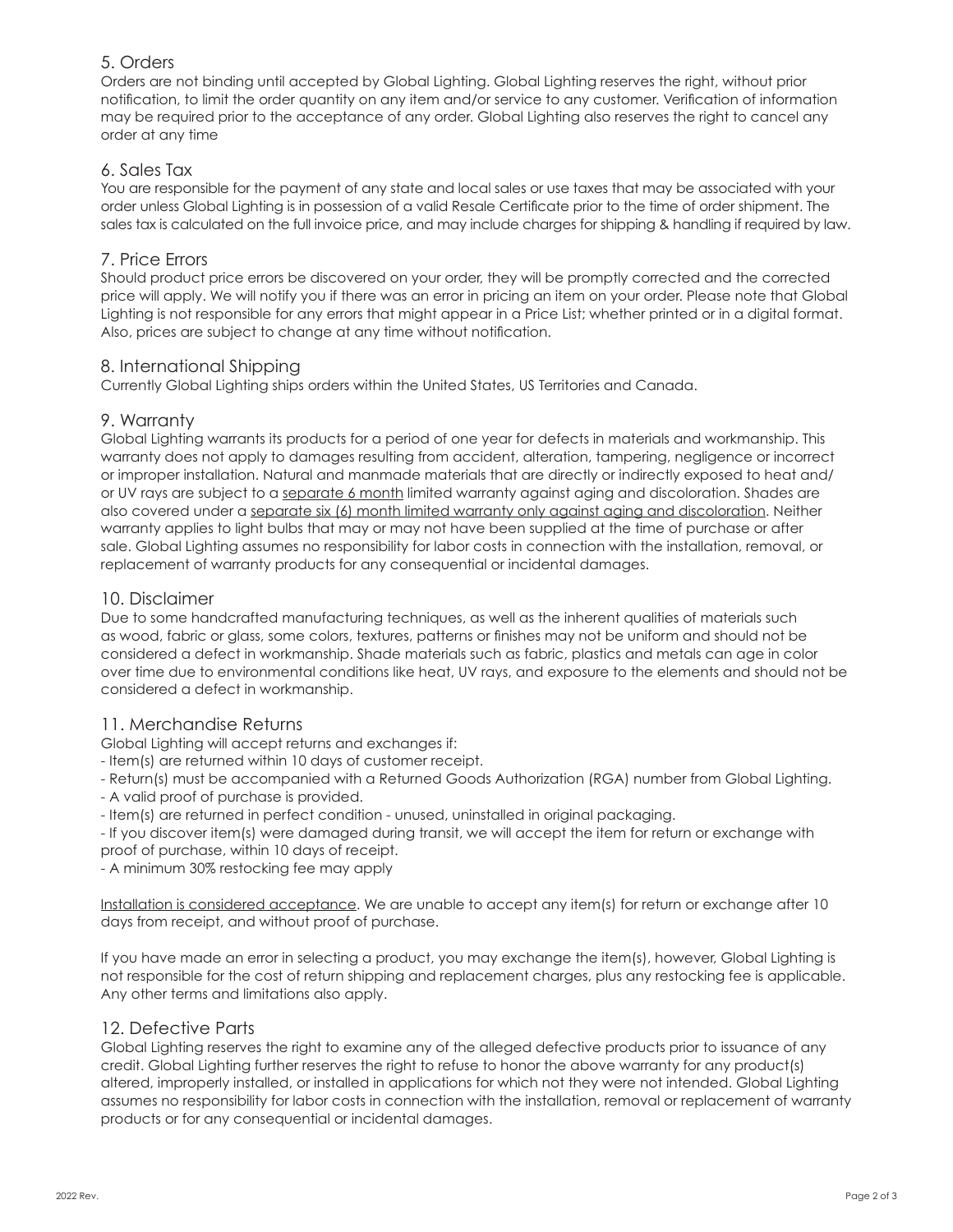## 5. Orders

Orders are not binding until accepted by Global Lighting. Global Lighting reserves the right, without prior notification, to limit the order quantity on any item and/or service to any customer. Verification of information may be required prior to the acceptance of any order. Global Lighting also reserves the right to cancel any order at any time

## 6. Sales Tax

You are responsible for the payment of any state and local sales or use taxes that may be associated with your order unless Global Lighting is in possession of a valid Resale Certificate prior to the time of order shipment. The sales tax is calculated on the full invoice price, and may include charges for shipping & handling if required by law.

## 7. Price Errors

Should product price errors be discovered on your order, they will be promptly corrected and the corrected price will apply. We will notify you if there was an error in pricing an item on your order. Please note that Global Lighting is not responsible for any errors that might appear in a Price List; whether printed or in a digital format. Also, prices are subject to change at any time without notification.

## 8. International Shipping

Currently Global Lighting ships orders within the United States, US Territories and Canada.

## 9. Warranty

Global Lighting warrants its products for a period of one year for defects in materials and workmanship. This warranty does not apply to damages resulting from accident, alteration, tampering, negligence or incorrect or improper installation. Natural and manmade materials that are directly or indirectly exposed to heat and/or UV rays are subject to a <u>separate 6 month</u> limited warranty against aging and discoloration. Shades are also covered under a <u>separate six (6) month limited warranty only against aging and discoloration</u>. Neither warranty applies to light bulbs that may or may not have been supplied at the time of purchase or after sale. Global Lighting assumes no responsibility for labor costs in connection with the installation, removal, or replacement of warranty products for any consequential or incidental damages.

## 10. Disclaimer

Due to some handcrafted manufacturing techniques, as well as the inherent qualities of materials such as wood, fabric or glass, some colors, textures, patterns or finishes may not be uniform and should not be considered a defect in workmanship. Shade materials such as fabric, plastics and metals can age in color over time due to environmental conditions like heat, UV rays, and exposure to the elements and should not be considered a defect in workmanship.

## 11. Merchandise Returns

Global Lighting will accept returns and exchanges if:

- Item(s) are returned within 10 days of customer receipt.
- Return(s) must be accompanied with a Returned Goods Authorization (RGA) number from Global Lighting.
- A valid proof of purchase is provided.
- Item(s) are returned in perfect condition - unused, uninstalled in original packaging.
- If you discover item(s) were damaged during transit, we will accept the item for return or exchange with proof of purchase, within 10 days of receipt.
- A minimum 30% restocking fee may apply

<u>Installation is considered acceptance</u>. We are unable to accept any item(s) for return or exchange after 10 days from receipt, and without proof of purchase.

If you have made an error in selecting a product, you may exchange the item(s), however, Global Lighting is not responsible for the cost of return shipping and replacement charges, plus any restocking fee is applicable. Any other terms and limitations also apply.

## 12. Defective Parts

Global Lighting reserves the right to examine any of the alleged defective products prior to issuance of any credit. Global Lighting further reserves the right to refuse to honor the above warranty for any product(s) altered, improperly installed, or installed in applications for which not they were not intended. Global Lighting assumes no responsibility for labor costs in connection with the installation, removal or replacement of warranty products or for any consequential or incidental damages.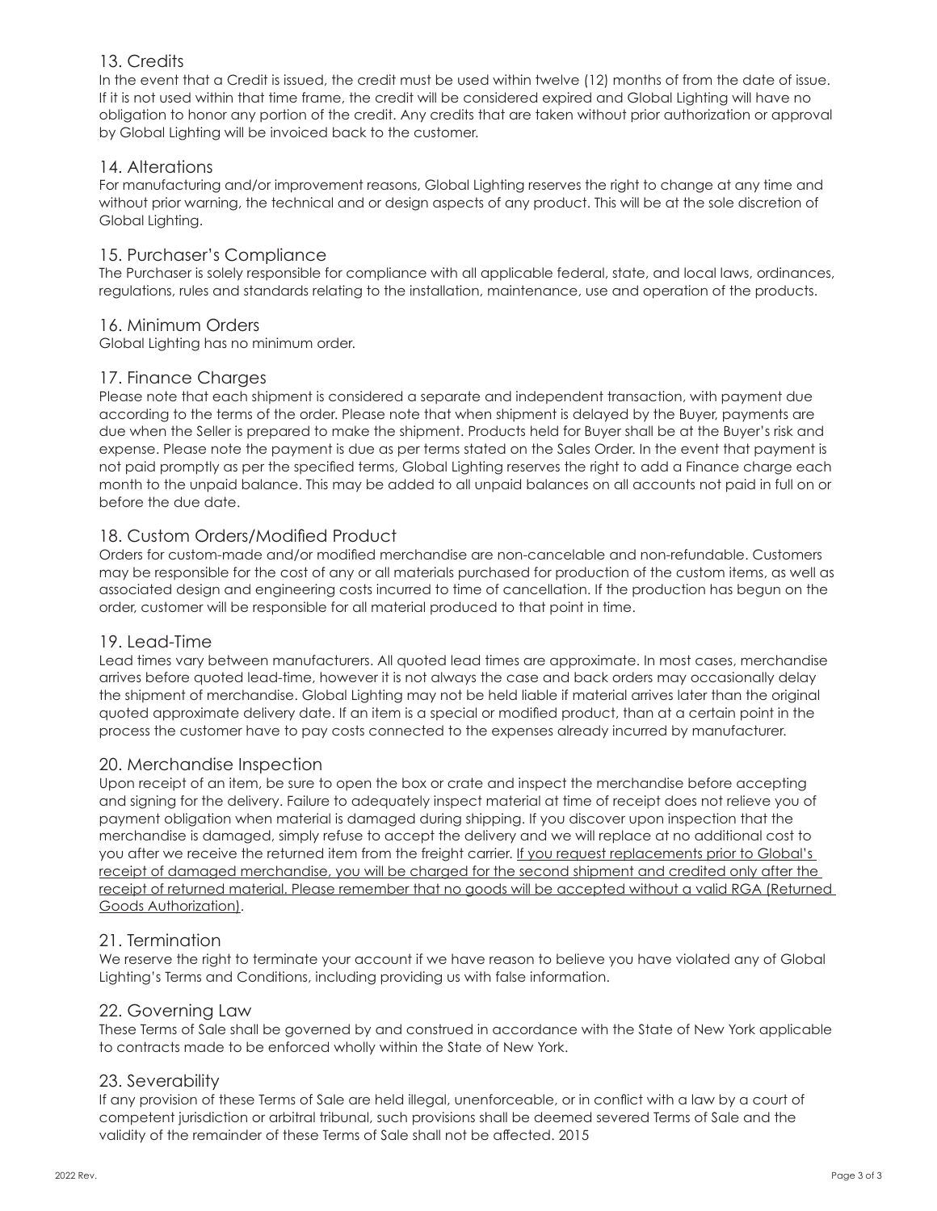## 13. Credits

In the event that a Credit is issued, the credit must be used within twelve (12) months of from the date of issue. If it is not used within that time frame, the credit will be considered expired and Global Lighting will have no obligation to honor any portion of the credit. Any credits that are taken without prior authorization or approval by Global Lighting will be invoiced back to the customer.

## 14. Alterations

For manufacturing and/or improvement reasons, Global Lighting reserves the right to change at any time and without prior warning, the technical and or design aspects of any product. This will be at the sole discretion of Global Lighting.

## 15. Purchaser's Compliance

The Purchaser is solely responsible for compliance with all applicable federal, state, and local laws, ordinances, regulations, rules and standards relating to the installation, maintenance, use and operation of the products.

## 16. Minimum Orders

Global Lighting has no minimum order.

## 17. Finance Charges

Please note that each shipment is considered a separate and independent transaction, with payment due according to the terms of the order. Please note that when shipment is delayed by the Buyer, payments are due when the Seller is prepared to make the shipment. Products held for Buyer shall be at the Buyer's risk and expense. Please note the payment is due as per terms stated on the Sales Order. In the event that payment is not paid promptly as per the specified terms, Global Lighting reserves the right to add a Finance charge each month to the unpaid balance. This may be added to all unpaid balances on all accounts not paid in full on or before the due date.

## 18. Custom Orders/Modified Product

Orders for custom-made and/or modified merchandise are non-cancelable and non-refundable. Customers may be responsible for the cost of any or all materials purchased for production of the custom items, as well as associated design and engineering costs incurred to time of cancellation. If the production has begun on the order, customer will be responsible for all material produced to that point in time.

## 19. Lead-Time

Lead times vary between manufacturers. All quoted lead times are approximate. In most cases, merchandise arrives before quoted lead-time, however it is not always the case and back orders may occasionally delay the shipment of merchandise. Global Lighting may not be held liable if material arrives later than the original quoted approximate delivery date. If an item is a special or modified product, than at a certain point in the process the customer have to pay costs connected to the expenses already incurred by manufacturer.

## 20. Merchandise Inspection

Upon receipt of an item, be sure to open the box or crate and inspect the merchandise before accepting and signing for the delivery. Failure to adequately inspect material at time of receipt does not relieve you of payment obligation when material is damaged during shipping. If you discover upon inspection that the merchandise is damaged, simply refuse to accept the delivery and we will replace at no additional cost to you after we receive the returned item from the freight carrier. <u>If you request replacements prior to Global's receipt of damaged merchandise, you will be charged for the second shipment and credited only after the receipt of returned material. Please remember that no goods will be accepted without a valid RGA (Returned Goods Authorization)</u>.

## 21. Termination

We reserve the right to terminate your account if we have reason to believe you have violated any of Global Lighting's Terms and Conditions, including providing us with false information.

## 22. Governing Law

These Terms of Sale shall be governed by and construed in accordance with the State of New York applicable to contracts made to be enforced wholly within the State of New York.

## 23. Severability

If any provision of these Terms of Sale are held illegal, unenforceable, or in conflict with a law by a court of competent jurisdiction or arbitral tribunal, such provisions shall be deemed severed Terms of Sale and the validity of the remainder of these Terms of Sale shall not be affected. 2015

2022 Rev.